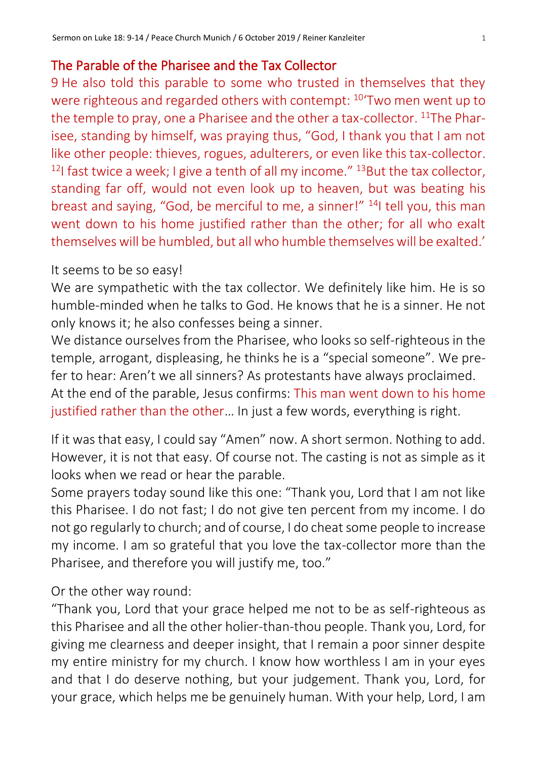## The Parable of the Pharisee and the Tax Collector

9 He also told this parable to some who trusted in themselves that they were righteous and regarded others with contempt: [10]'Two men went up to the temple to pray, one a Pharisee and the other a tax-collector. [11]The Pharisee, standing by himself, was praying thus, "God, I thank you that I am not like other people: thieves, rogues, adulterers, or even like this tax-collector. [12]I fast twice a week; I give a tenth of all my income." [13]But the tax collector, standing far off, would not even look up to heaven, but was beating his breast and saying, "God, be merciful to me, a sinner!" [14]I tell you, this man went down to his home justified rather than the other; for all who exalt themselves will be humbled, but all who humble themselves will be exalted.'

It seems to be so easy!
We are sympathetic with the tax collector. We definitely like him. He is so humble-minded when he talks to God. He knows that he is a sinner. He not only knows it; he also confesses being a sinner.
We distance ourselves from the Pharisee, who looks so self-righteous in the temple, arrogant, displeasing, he thinks he is a "special someone". We prefer to hear: Aren't we all sinners? As protestants have always proclaimed.
At the end of the parable, Jesus confirms: This man went down to his home justified rather than the other… In just a few words, everything is right.

If it was that easy, I could say "Amen" now. A short sermon. Nothing to add. However, it is not that easy. Of course not. The casting is not as simple as it looks when we read or hear the parable.
Some prayers today sound like this one: "Thank you, Lord that I am not like this Pharisee. I do not fast; I do not give ten percent from my income. I do not go regularly to church; and of course, I do cheat some people to increase my income. I am so grateful that you love the tax-collector more than the Pharisee, and therefore you will justify me, too."

Or the other way round:
"Thank you, Lord that your grace helped me not to be as self-righteous as this Pharisee and all the other holier-than-thou people. Thank you, Lord, for giving me clearness and deeper insight, that I remain a poor sinner despite my entire ministry for my church. I know how worthless I am in your eyes and that I do deserve nothing, but your judgement. Thank you, Lord, for your grace, which helps me be genuinely human. With your help, Lord, I am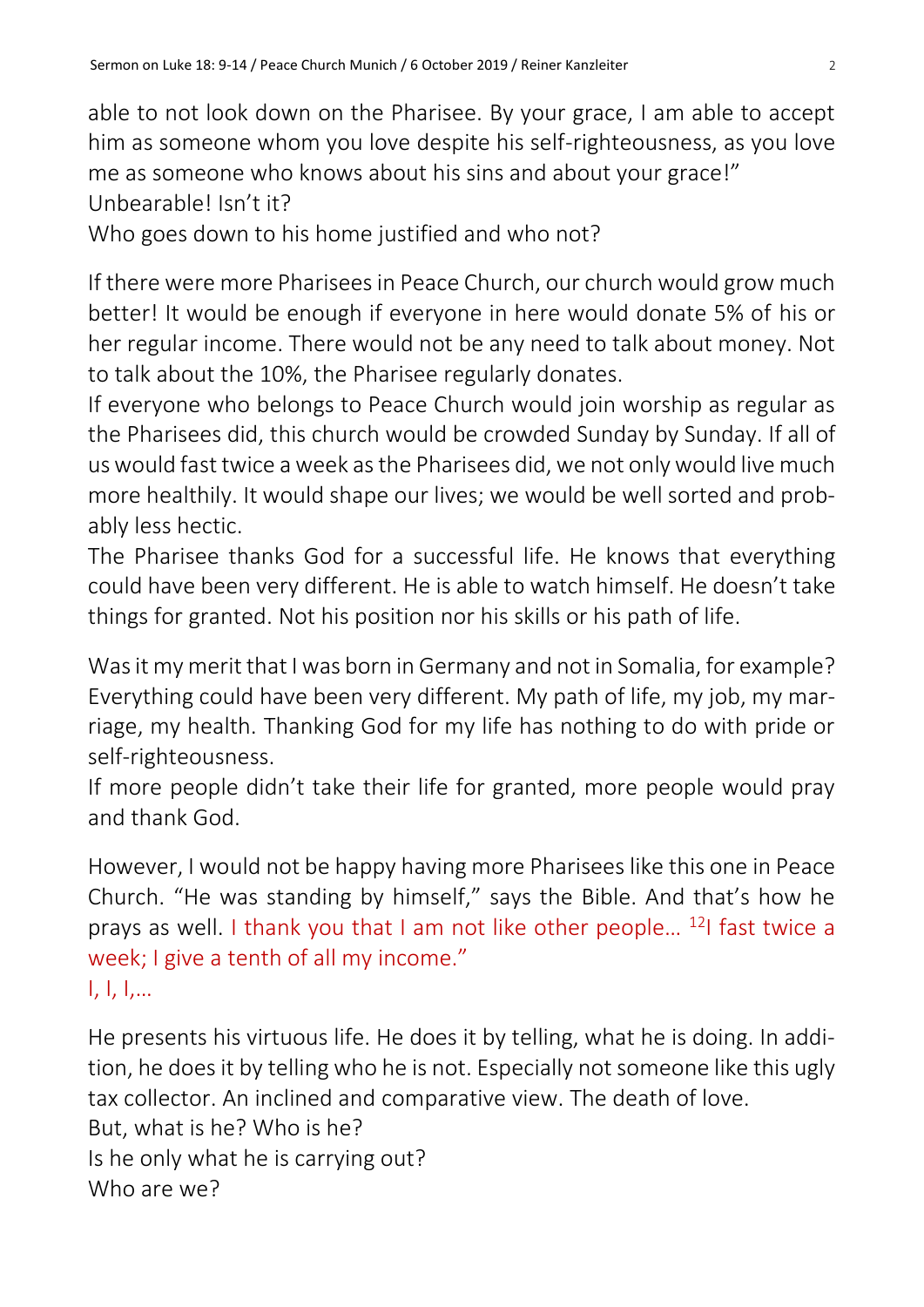able to not look down on the Pharisee. By your grace, I am able to accept him as someone whom you love despite his self-righteousness, as you love me as someone who knows about his sins and about your grace!"
Unbearable! Isn't it?
Who goes down to his home justified and who not?

If there were more Pharisees in Peace Church, our church would grow much better! It would be enough if everyone in here would donate 5% of his or her regular income. There would not be any need to talk about money. Not to talk about the 10%, the Pharisee regularly donates.
If everyone who belongs to Peace Church would join worship as regular as the Pharisees did, this church would be crowded Sunday by Sunday. If all of us would fast twice a week as the Pharisees did, we not only would live much more healthily. It would shape our lives; we would be well sorted and probably less hectic.
The Pharisee thanks God for a successful life. He knows that everything could have been very different. He is able to watch himself. He doesn't take things for granted. Not his position nor his skills or his path of life.

Was it my merit that I was born in Germany and not in Somalia, for example? Everything could have been very different. My path of life, my job, my marriage, my health. Thanking God for my life has nothing to do with pride or self-righteousness.
If more people didn't take their life for granted, more people would pray and thank God.

However, I would not be happy having more Pharisees like this one in Peace Church. "He was standing by himself," says the Bible. And that's how he prays as well. I thank you that I am not like other people… [12]I fast twice a week; I give a tenth of all my income."
I, I, I,…

He presents his virtuous life. He does it by telling, what he is doing. In addition, he does it by telling who he is not. Especially not someone like this ugly tax collector. An inclined and comparative view. The death of love.
But, what is he? Who is he?
Is he only what he is carrying out?
Who are we?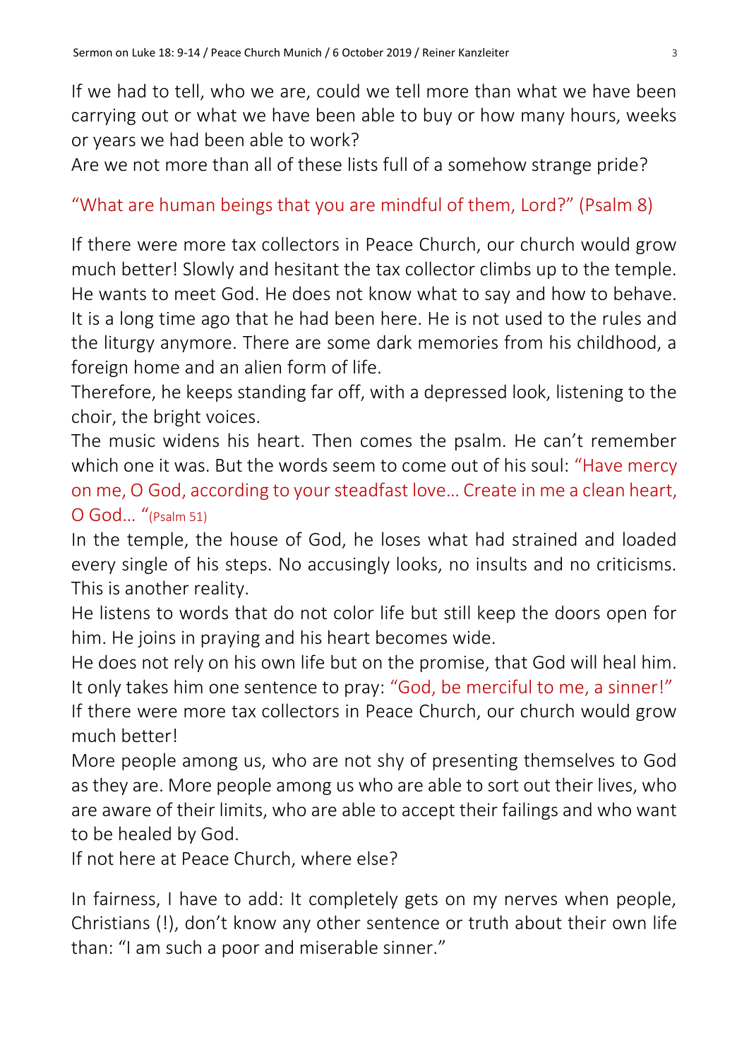If we had to tell, who we are, could we tell more than what we have been carrying out or what we have been able to buy or how many hours, weeks or years we had been able to work?
Are we not more than all of these lists full of a somehow strange pride?

"What are human beings that you are mindful of them, Lord?" (Psalm 8)

If there were more tax collectors in Peace Church, our church would grow much better! Slowly and hesitant the tax collector climbs up to the temple. He wants to meet God. He does not know what to say and how to behave. It is a long time ago that he had been here. He is not used to the rules and the liturgy anymore. There are some dark memories from his childhood, a foreign home and an alien form of life.
Therefore, he keeps standing far off, with a depressed look, listening to the choir, the bright voices.
The music widens his heart. Then comes the psalm. He can't remember which one it was. But the words seem to come out of his soul: "Have mercy on me, O God, according to your steadfast love… Create in me a clean heart, O God… "(Psalm 51)
In the temple, the house of God, he loses what had strained and loaded every single of his steps. No accusingly looks, no insults and no criticisms. This is another reality.
He listens to words that do not color life but still keep the doors open for him. He joins in praying and his heart becomes wide.
He does not rely on his own life but on the promise, that God will heal him. It only takes him one sentence to pray: "God, be merciful to me, a sinner!"
If there were more tax collectors in Peace Church, our church would grow much better!
More people among us, who are not shy of presenting themselves to God as they are. More people among us who are able to sort out their lives, who are aware of their limits, who are able to accept their failings and who want to be healed by God.
If not here at Peace Church, where else?

In fairness, I have to add: It completely gets on my nerves when people, Christians (!), don't know any other sentence or truth about their own life than: "I am such a poor and miserable sinner."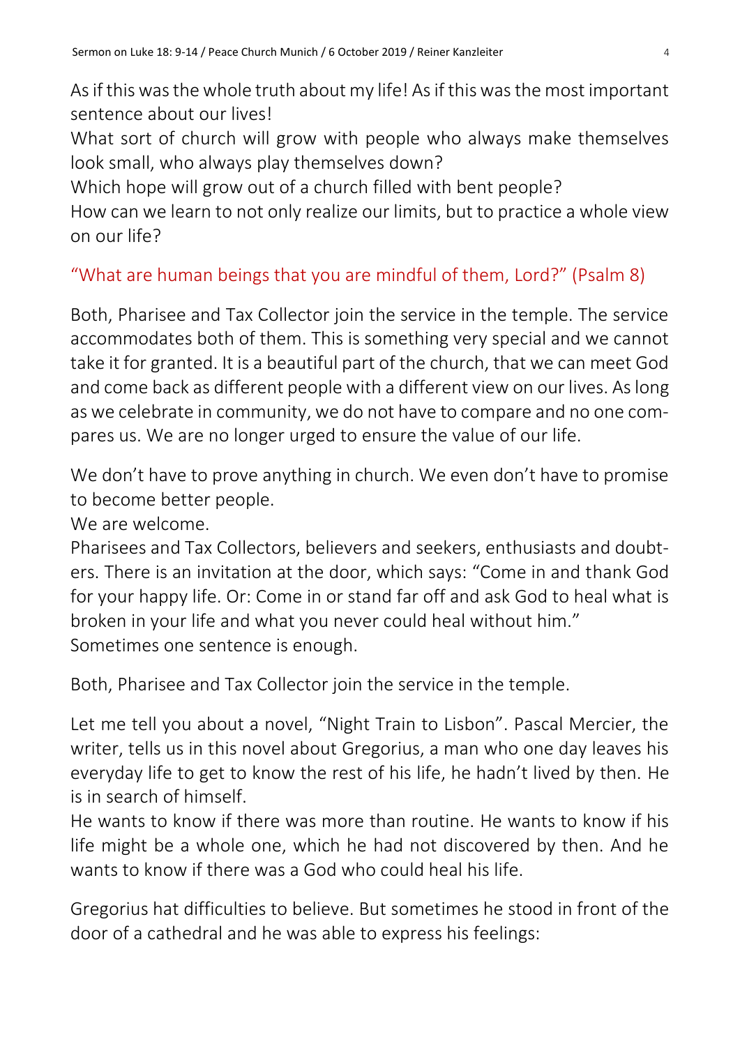As if this was the whole truth about my life! As if this was the most important sentence about our lives!
What sort of church will grow with people who always make themselves look small, who always play themselves down?
Which hope will grow out of a church filled with bent people?
How can we learn to not only realize our limits, but to practice a whole view on our life?

“What are human beings that you are mindful of them, Lord?” (Psalm 8)

Both, Pharisee and Tax Collector join the service in the temple. The service accommodates both of them. This is something very special and we cannot take it for granted. It is a beautiful part of the church, that we can meet God and come back as different people with a different view on our lives. As long as we celebrate in community, we do not have to compare and no one compares us. We are no longer urged to ensure the value of our life.

We don’t have to prove anything in church. We even don’t have to promise to become better people.
We are welcome.
Pharisees and Tax Collectors, believers and seekers, enthusiasts and doubters. There is an invitation at the door, which says: “Come in and thank God for your happy life. Or: Come in or stand far off and ask God to heal what is broken in your life and what you never could heal without him.”
Sometimes one sentence is enough.

Both, Pharisee and Tax Collector join the service in the temple.

Let me tell you about a novel, “Night Train to Lisbon”. Pascal Mercier, the writer, tells us in this novel about Gregorius, a man who one day leaves his everyday life to get to know the rest of his life, he hadn’t lived by then. He is in search of himself.
He wants to know if there was more than routine. He wants to know if his life might be a whole one, which he had not discovered by then. And he wants to know if there was a God who could heal his life.

Gregorius hat difficulties to believe. But sometimes he stood in front of the door of a cathedral and he was able to express his feelings: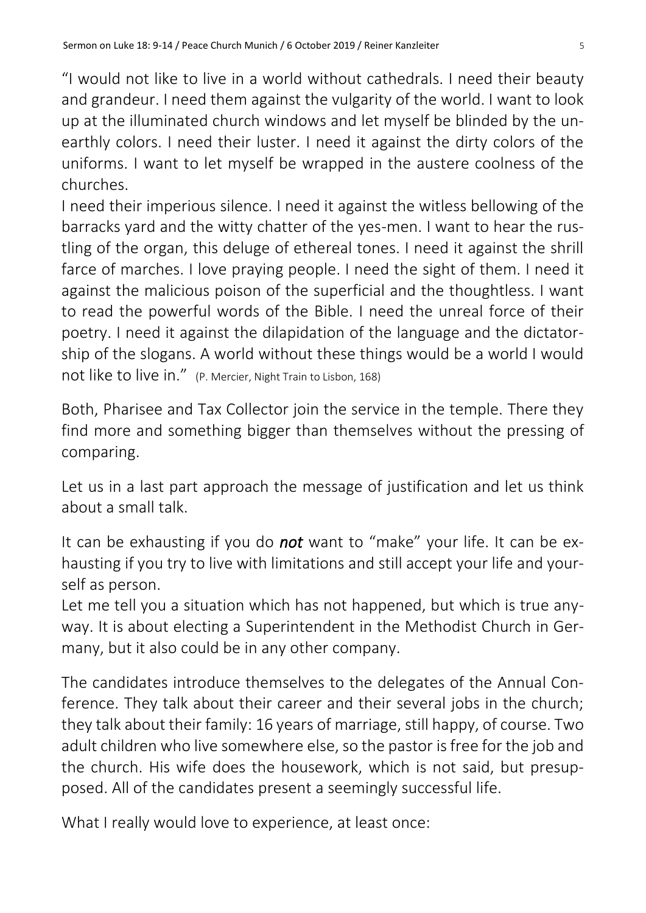"I would not like to live in a world without cathedrals. I need their beauty and grandeur. I need them against the vulgarity of the world. I want to look up at the illuminated church windows and let myself be blinded by the unearthly colors. I need their luster. I need it against the dirty colors of the uniforms. I want to let myself be wrapped in the austere coolness of the churches.
I need their imperious silence. I need it against the witless bellowing of the barracks yard and the witty chatter of the yes-men. I want to hear the rustling of the organ, this deluge of ethereal tones. I need it against the shrill farce of marches. I love praying people. I need the sight of them. I need it against the malicious poison of the superficial and the thoughtless. I want to read the powerful words of the Bible. I need the unreal force of their poetry. I need it against the dilapidation of the language and the dictatorship of the slogans. A world without these things would be a world I would not like to live in." (P. Mercier, Night Train to Lisbon, 168)

Both, Pharisee and Tax Collector join the service in the temple. There they find more and something bigger than themselves without the pressing of comparing.

Let us in a last part approach the message of justification and let us think about a small talk.

It can be exhausting if you do ***not*** want to "make" your life. It can be exhausting if you try to live with limitations and still accept your life and yourself as person.
Let me tell you a situation which has not happened, but which is true anyway. It is about electing a Superintendent in the Methodist Church in Germany, but it also could be in any other company.

The candidates introduce themselves to the delegates of the Annual Conference. They talk about their career and their several jobs in the church; they talk about their family: 16 years of marriage, still happy, of course. Two adult children who live somewhere else, so the pastor is free for the job and the church. His wife does the housework, which is not said, but presupposed. All of the candidates present a seemingly successful life.

What I really would love to experience, at least once: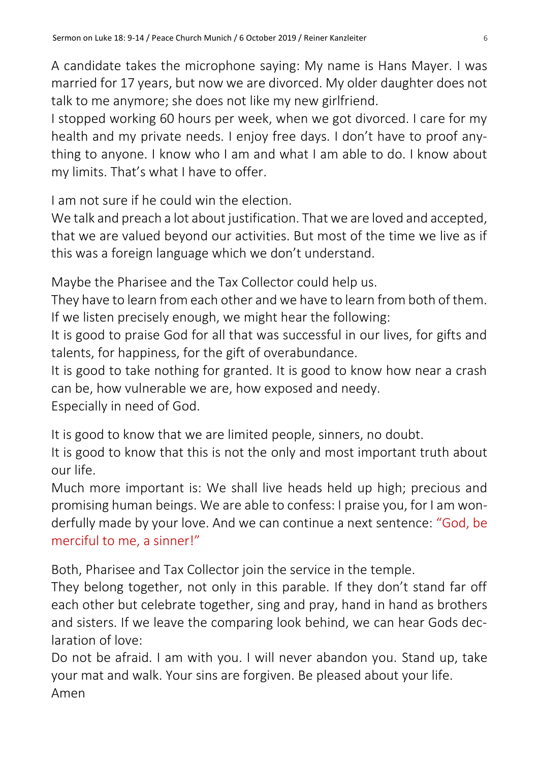A candidate takes the microphone saying: My name is Hans Mayer. I was married for 17 years, but now we are divorced. My older daughter does not talk to me anymore; she does not like my new girlfriend.
I stopped working 60 hours per week, when we got divorced. I care for my health and my private needs. I enjoy free days. I don't have to proof anything to anyone. I know who I am and what I am able to do. I know about my limits. That's what I have to offer.

I am not sure if he could win the election.
We talk and preach a lot about justification. That we are loved and accepted, that we are valued beyond our activities. But most of the time we live as if this was a foreign language which we don't understand.

Maybe the Pharisee and the Tax Collector could help us.
They have to learn from each other and we have to learn from both of them. If we listen precisely enough, we might hear the following:
It is good to praise God for all that was successful in our lives, for gifts and talents, for happiness, for the gift of overabundance.
It is good to take nothing for granted. It is good to know how near a crash can be, how vulnerable we are, how exposed and needy.
Especially in need of God.

It is good to know that we are limited people, sinners, no doubt.
It is good to know that this is not the only and most important truth about our life.
Much more important is: We shall live heads held up high; precious and promising human beings. We are able to confess: I praise you, for I am wonderfully made by your love. And we can continue a next sentence: "God, be merciful to me, a sinner!"

Both, Pharisee and Tax Collector join the service in the temple.
They belong together, not only in this parable. If they don't stand far off each other but celebrate together, sing and pray, hand in hand as brothers and sisters. If we leave the comparing look behind, we can hear Gods declaration of love:
Do not be afraid. I am with you. I will never abandon you. Stand up, take your mat and walk. Your sins are forgiven. Be pleased about your life.
Amen